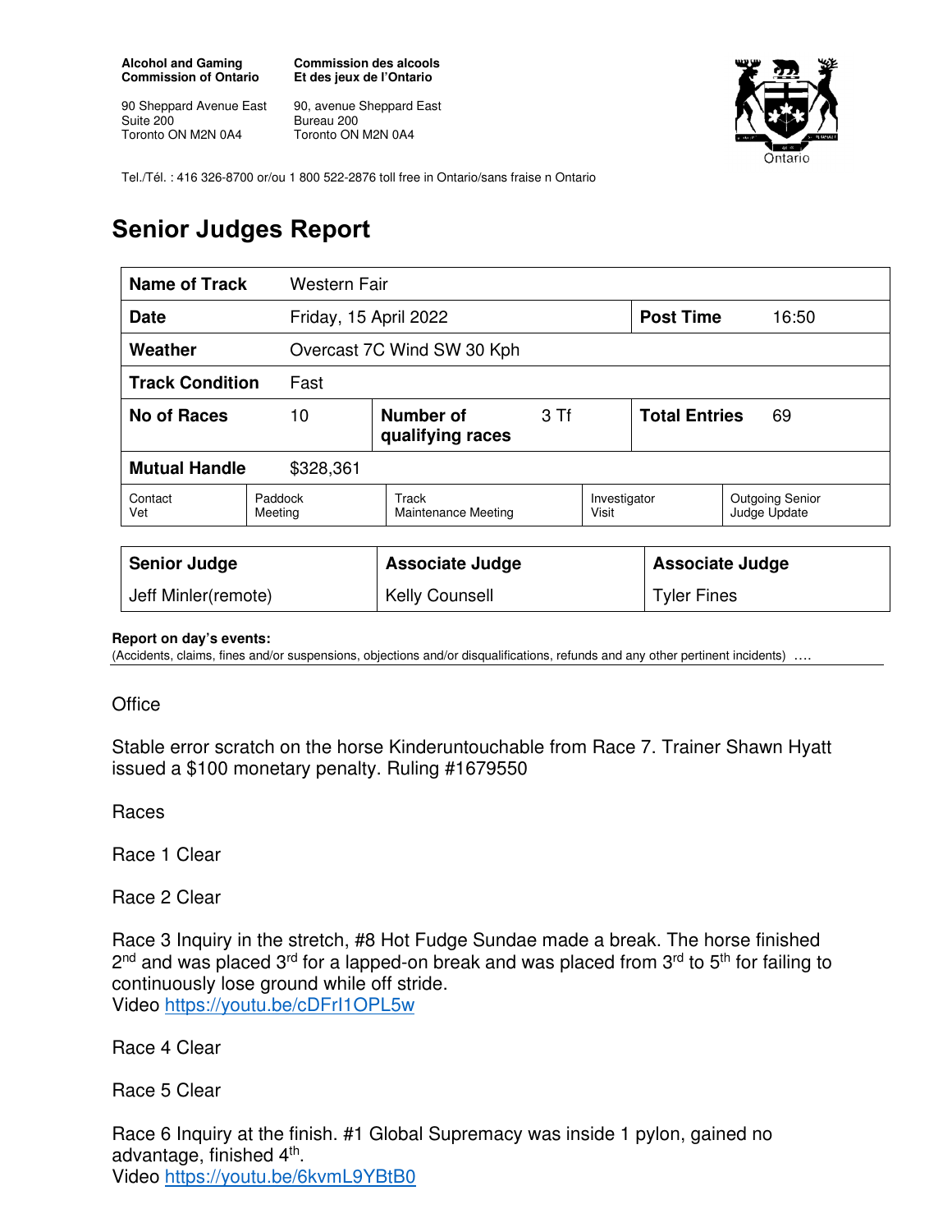**Alcohol and Gaming Commission of Ontario**

90 Sheppard Avenue East
Suite 200
Toronto ON M2N 0A4

**Commission des alcools Et des jeux de l'Ontario**

90, avenue Sheppard East
Bureau 200
Toronto ON M2N 0A4

Tel./Tél. : 416 326-8700 or/ou 1 800 522-2876 toll free in Ontario/sans fraise n Ontario

# Senior Judges Report

| **Name of Track** | Western Fair | | | | |
|---|---|---|---|---|---|
| **Date** | Friday, 15 April 2022 | | | **Post Time** | 16:50 |
| **Weather** | Overcast 7C Wind SW 30 Kph | | | | |
| **Track Condition** | Fast | | | | |
| **No of Races** | 10 | **Number of qualifying races** | 3 Tf | **Total Entries** | 69 |
| **Mutual Handle** | $328,361 | | | | |

| Contact Vet | Paddock Meeting | Track Maintenance Meeting | Investigator Visit | Outgoing Senior Judge Update |
|---|---|---|---|---|

| **Senior Judge** | **Associate Judge** | **Associate Judge** |
|---|---|---|
| Jeff Minler(remote) | Kelly Counsell | Tyler Fines |

**Report on day's events:**
(Accidents, claims, fines and/or suspensions, objections and/or disqualifications, refunds and any other pertinent incidents) ….

Office

Stable error scratch on the horse Kinderuntouchable from Race 7. Trainer Shawn Hyatt issued a $100 monetary penalty. Ruling #1679550

Races

Race 1 Clear

Race 2 Clear

Race 3 Inquiry in the stretch, #8 Hot Fudge Sundae made a break. The horse finished 2nd and was placed 3rd for a lapped-on break and was placed from 3rd to 5th for failing to continuously lose ground while off stride.
Video https://youtu.be/cDFrI1OPL5w

Race 4 Clear

Race 5 Clear

Race 6 Inquiry at the finish. #1 Global Supremacy was inside 1 pylon, gained no advantage, finished 4th.
Video https://youtu.be/6kvmL9YBtB0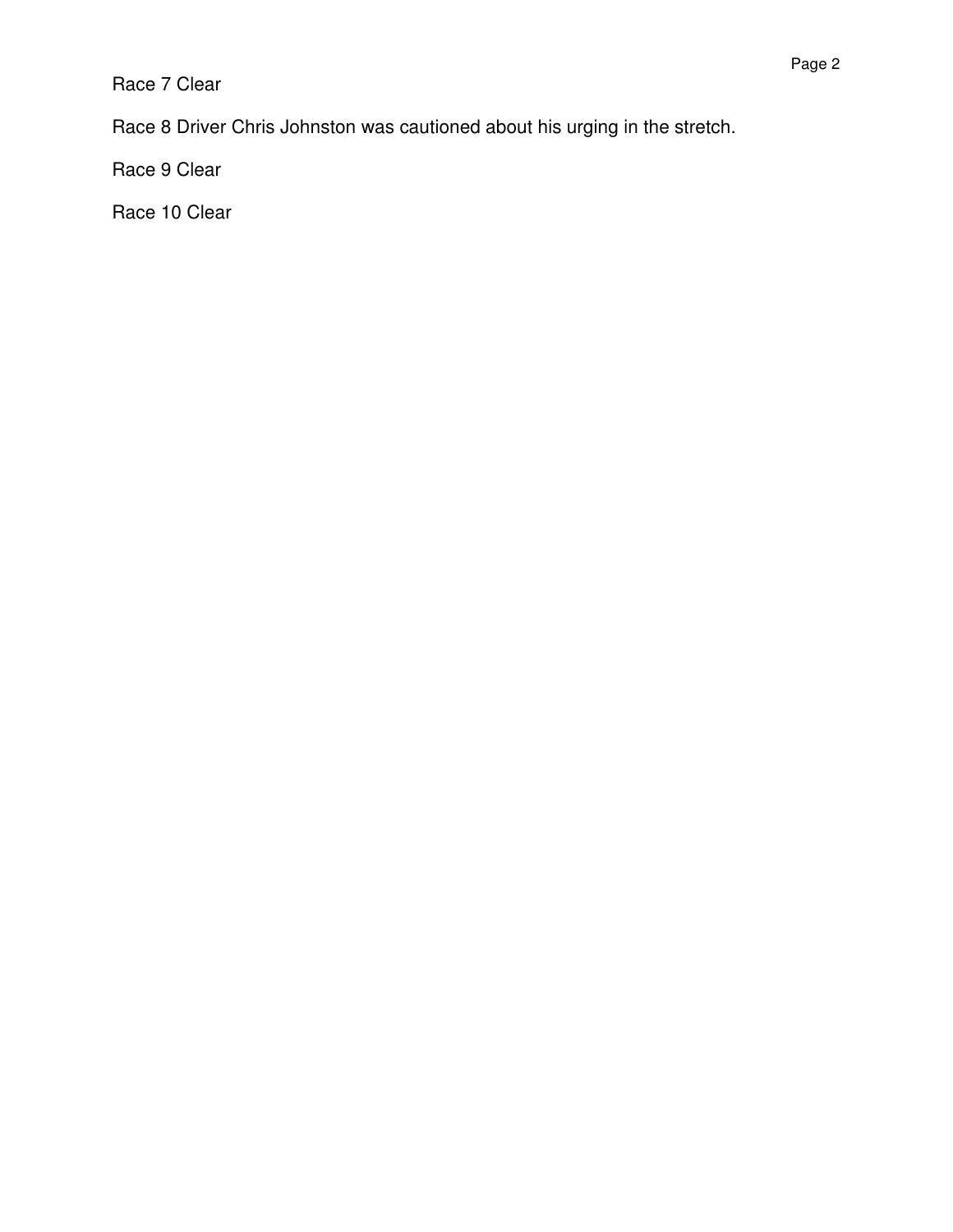Race 7 Clear

Race 8 Driver Chris Johnston was cautioned about his urging in the stretch.

Race 9 Clear

Race 10 Clear